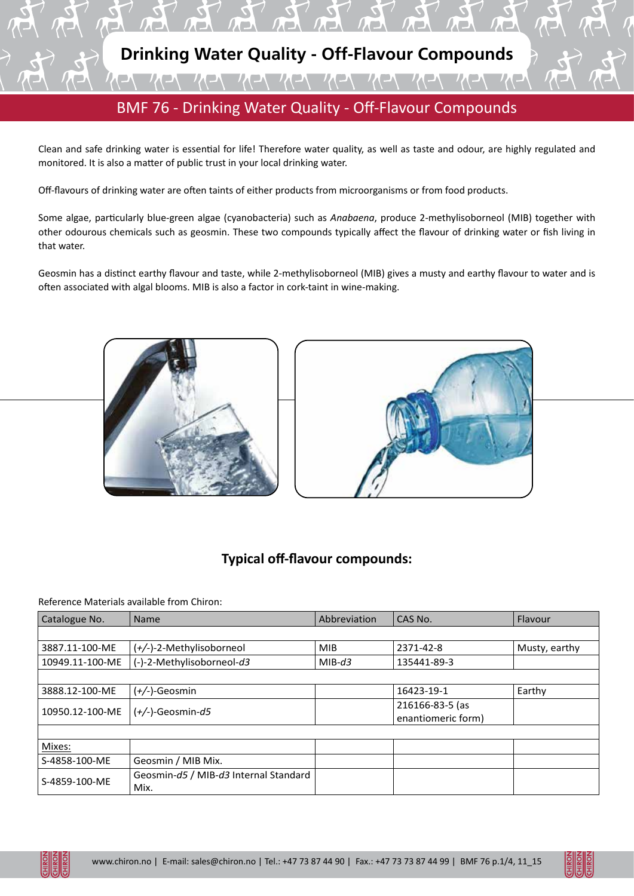# Drinking Water Quality - Off-Flavour Compounds

## BMF 76 - Drinking Water Quality - Off-Flavour Compounds

Clean and safe drinking water is essential for life! Therefore water quality, as well as taste and odour, are highly regulated and monitored. It is also a matter of public trust in your local drinking water.

Off-flavours of drinking water are often taints of either products from microorganisms or from food products.

Some algae, particularly blue-green algae (cyanobacteria) such as *Anabaena*, produce 2-methylisoborneol (MIB) together with other odourous chemicals such as geosmin. These two compounds typically affect the flavour of drinking water or fish living in that water.

Geosmin has a distinct earthy flavour and taste, while 2-methylisoborneol (MIB) gives a musty and earthy flavour to water and is often associated with algal blooms. MIB is also a factor in cork-taint in wine-making.

### Typical off-flavour compounds:

Reference Materials available from Chiron:

| Catalogue No. | Name | Abbreviation | CAS No. | Flavour |
|---|---|---|---|---|
| | | | | |
| 3887.11-100-ME | *(+/-)*-2-Methylisoborneol | MIB | 2371-42-8 | Musty, earthy |
| 10949.11-100-ME | (-)-2-Methylisoborneol-*d3* | MIB-*d3* | 135441-89-3 | |
| | | | | |
| 3888.12-100-ME | *(+/-)*-Geosmin | | 16423-19-1 | Earthy |
| 10950.12-100-ME | *(+/-)*-Geosmin-*d5* | | 216166-83-5 (as enantiomeric form) | |
| | | | | |
| Mixes: | | | | |
| S-4858-100-ME | Geosmin / MIB Mix. | | | |
| S-4859-100-ME | Geosmin-*d5* / MIB-*d3* Internal Standard Mix. | | | |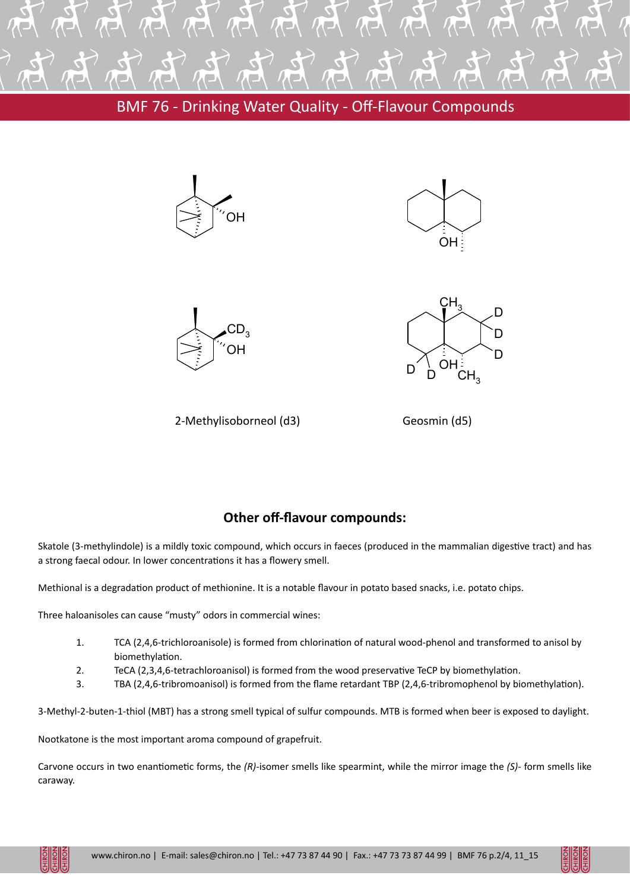# BMF 76 - Drinking Water Quality - Off-Flavour Compounds

2-Methylisoborneol (d3)

Geosmin (d5)

## Other off-flavour compounds:

Skatole (3-methylindole) is a mildly toxic compound, which occurs in faeces (produced in the mammalian digestive tract) and has a strong faecal odour. In lower concentrations it has a flowery smell.

Methional is a degradation product of methionine. It is a notable flavour in potato based snacks, i.e. potato chips.

Three haloanisoles can cause "musty" odors in commercial wines:

1. TCA (2,4,6-trichloroanisole) is formed from chlorination of natural wood-phenol and transformed to anisol by biomethylation.
2. TeCA (2,3,4,6-tetrachloroanisol) is formed from the wood preservative TeCP by biomethylation.
3. TBA (2,4,6-tribromoanisol) is formed from the flame retardant TBP (2,4,6-tribromophenol by biomethylation).

3-Methyl-2-buten-1-thiol (MBT) has a strong smell typical of sulfur compounds. MTB is formed when beer is exposed to daylight.

Nootkatone is the most important aroma compound of grapefruit.

Carvone occurs in two enantiometic forms, the *(R)*-isomer smells like spearmint, while the mirror image the *(S)*- form smells like caraway.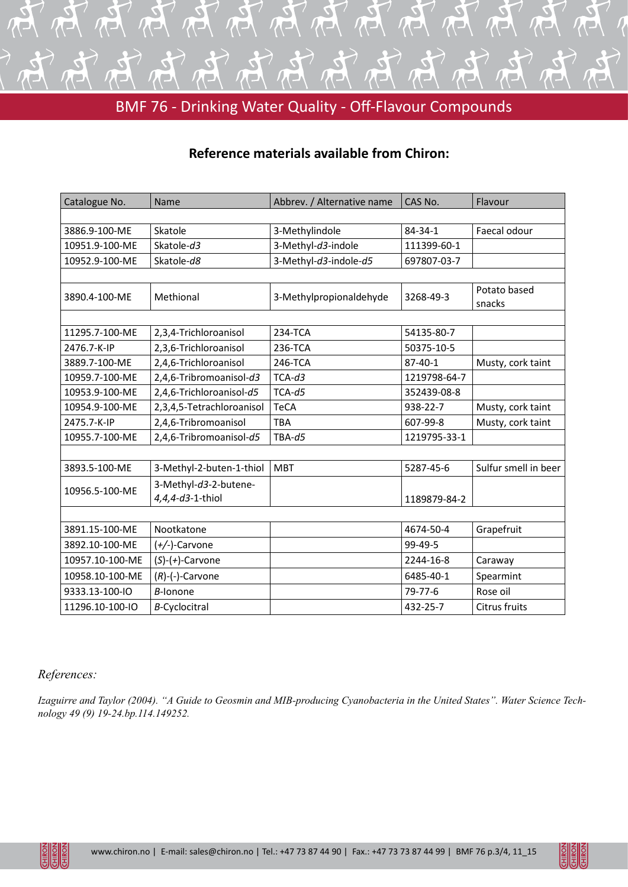## Reference materials available from Chiron:

| Catalogue No. | Name | Abbrev. / Alternative name | CAS No. | Flavour |
|---|---|---|---|---|
| | | | | |
| 3886.9-100-ME | Skatole | 3-Methylindole | 84-34-1 | Faecal odour |
| 10951.9-100-ME | Skatole-*d3* | 3-Methyl-*d3*-indole | 111399-60-1 | |
| 10952.9-100-ME | Skatole-*d8* | 3-Methyl-*d3*-indole-*d5* | 697807-03-7 | |
| | | | | |
| 3890.4-100-ME | Methional | 3-Methylpropionaldehyde | 3268-49-3 | Potato based snacks |
| | | | | |
| 11295.7-100-ME | 2,3,4-Trichloroanisol | 234-TCA | 54135-80-7 | |
| 2476.7-K-IP | 2,3,6-Trichloroanisol | 236-TCA | 50375-10-5 | |
| 3889.7-100-ME | 2,4,6-Trichloroanisol | 246-TCA | 87-40-1 | Musty, cork taint |
| 10959.7-100-ME | 2,4,6-Tribromoanisol-*d3* | TCA-*d3* | 1219798-64-7 | |
| 10953.9-100-ME | 2,4,6-Trichloroanisol-*d5* | TCA-*d5* | 352439-08-8 | |
| 10954.9-100-ME | 2,3,4,5-Tetrachloroanisol | TeCA | 938-22-7 | Musty, cork taint |
| 2475.7-K-IP | 2,4,6-Tribromoanisol | TBA | 607-99-8 | Musty, cork taint |
| 10955.7-100-ME | 2,4,6-Tribromoanisol-*d5* | TBA-*d5* | 1219795-33-1 | |
| | | | | |
| 3893.5-100-ME | 3-Methyl-2-buten-1-thiol | MBT | 5287-45-6 | Sulfur smell in beer |
| 10956.5-100-ME | 3-Methyl-*d3*-2-butene-*4,4,4-d3*-1-thiol | | 1189879-84-2 | |
| | | | | |
| 3891.15-100-ME | Nootkatone | | 4674-50-4 | Grapefruit |
| 3892.10-100-ME | (*+/-*)-Carvone | | 99-49-5 | |
| 10957.10-100-ME | (*S*)-(*+*)-Carvone | | 2244-16-8 | Caraway |
| 10958.10-100-ME | (*R*)-(-)-Carvone | | 6485-40-1 | Spearmint |
| 9333.13-100-IO | *B*-Ionone | | 79-77-6 | Rose oil |
| 11296.10-100-IO | *B*-Cyclocitral | | 432-25-7 | Citrus fruits |

*References:*

*Izaguirre and Taylor (2004). "A Guide to Geosmin and MIB-producing Cyanobacteria in the United States". Water Science Technology 49 (9) 19-24.bp.114.149252.*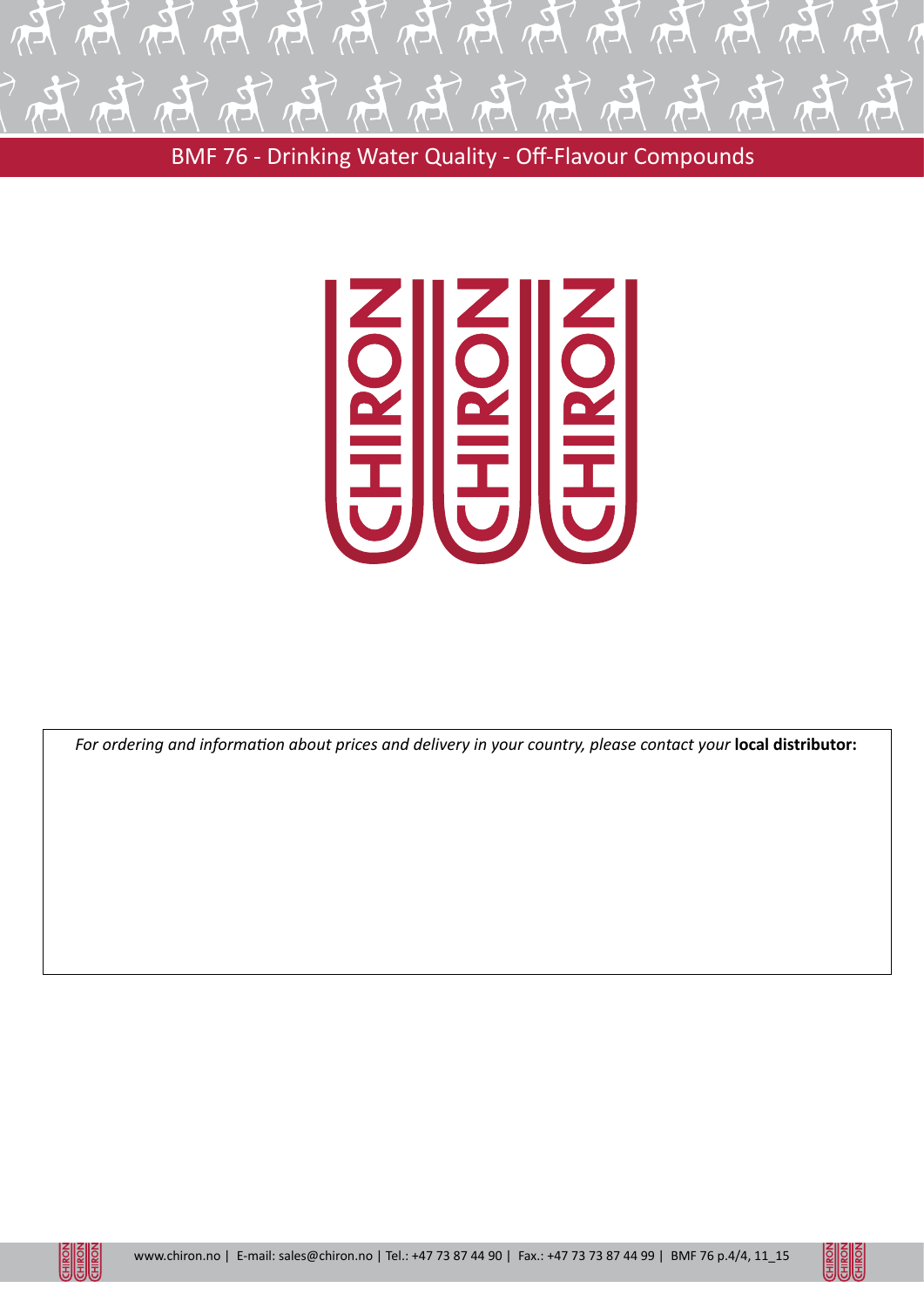*For ordering and information about prices and delivery in your country, please contact your* **local distributor:**